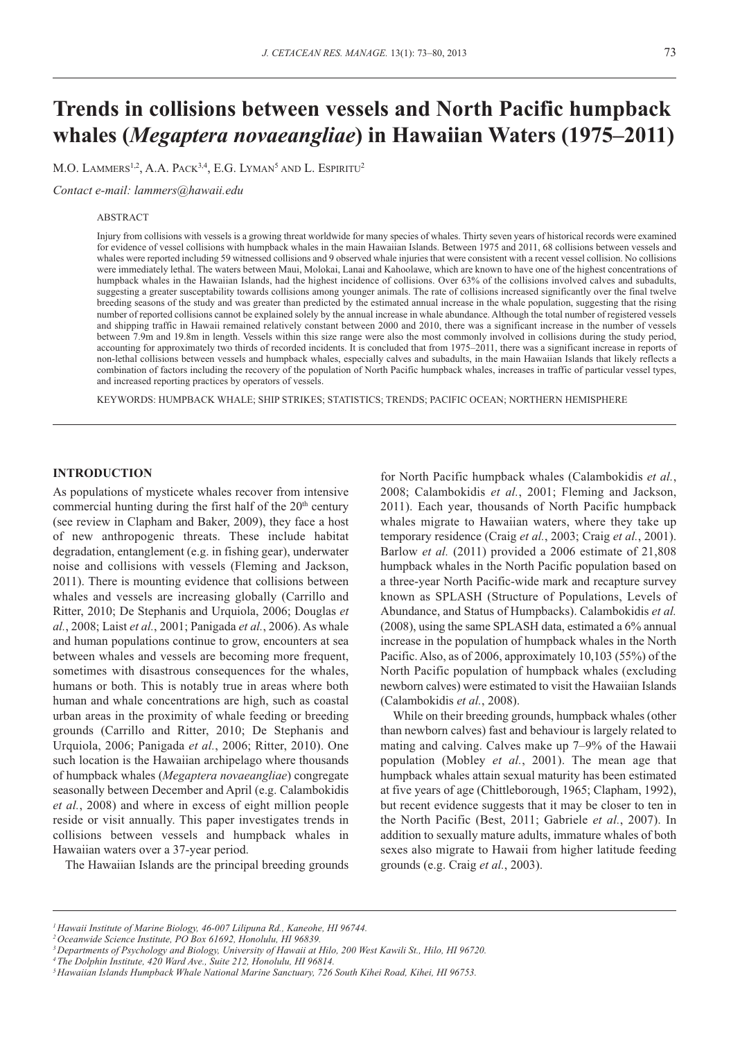# Trends in collisions between vessels and North Pacific humpback whales (*Megaptera novaeangliae*) in Hawaiian Waters (1975–2011)

M.O. Lammers[1,2], A.A. Pack[3,4], E.G. Lyman[5] and L. Espiritu[2]

*Contact e-mail: lammers@hawaii.edu*

## ABSTRACT

Injury from collisions with vessels is a growing threat worldwide for many species of whales. Thirty seven years of historical records were examined for evidence of vessel collisions with humpback whales in the main Hawaiian Islands. Between 1975 and 2011, 68 collisions between vessels and whales were reported including 59 witnessed collisions and 9 observed whale injuries that were consistent with a recent vessel collision. No collisions were immediately lethal. The waters between Maui, Molokai, Lanai and Kahoolawe, which are known to have one of the highest concentrations of humpback whales in the Hawaiian Islands, had the highest incidence of collisions. Over 63% of the collisions involved calves and subadults, suggesting a greater susceptability towards collisions among younger animals. The rate of collisions increased significantly over the final twelve breeding seasons of the study and was greater than predicted by the estimated annual increase in the whale population, suggesting that the rising number of reported collisions cannot be explained solely by the annual increase in whale abundance. Although the total number of registered vessels and shipping traffic in Hawaii remained relatively constant between 2000 and 2010, there was a significant increase in the number of vessels between 7.9m and 19.8m in length. Vessels within this size range were also the most commonly involved in collisions during the study period, accounting for approximately two thirds of recorded incidents. It is concluded that from 1975–2011, there was a significant increase in reports of non-lethal collisions between vessels and humpback whales, especially calves and subadults, in the main Hawaiian Islands that likely reflects a combination of factors including the recovery of the population of North Pacific humpback whales, increases in traffic of particular vessel types, and increased reporting practices by operators of vessels.

KEYWORDS: HUMPBACK WHALE; SHIP STRIKES; STATISTICS; TRENDS; PACIFIC OCEAN; NORTHERN HEMISPHERE

## INTRODUCTION

As populations of mysticete whales recover from intensive commercial hunting during the first half of the 20th century (see review in Clapham and Baker, 2009), they face a host of new anthropogenic threats. These include habitat degradation, entanglement (e.g. in fishing gear), underwater noise and collisions with vessels (Fleming and Jackson, 2011). There is mounting evidence that collisions between whales and vessels are increasing globally (Carrillo and Ritter, 2010; De Stephanis and Urquiola, 2006; Douglas *et al.*, 2008; Laist *et al.*, 2001; Panigada *et al.*, 2006). As whale and human populations continue to grow, encounters at sea between whales and vessels are becoming more frequent, sometimes with disastrous consequences for the whales, humans or both. This is notably true in areas where both human and whale concentrations are high, such as coastal urban areas in the proximity of whale feeding or breeding grounds (Carrillo and Ritter, 2010; De Stephanis and Urquiola, 2006; Panigada *et al.*, 2006; Ritter, 2010). One such location is the Hawaiian archipelago where thousands of humpback whales (*Megaptera novaeangliae*) congregate seasonally between December and April (e.g. Calambokidis *et al.*, 2008) and where in excess of eight million people reside or visit annually. This paper investigates trends in collisions between vessels and humpback whales in Hawaiian waters over a 37-year period.

The Hawaiian Islands are the principal breeding grounds for North Pacific humpback whales (Calambokidis *et al.*, 2008; Calambokidis *et al.*, 2001; Fleming and Jackson, 2011). Each year, thousands of North Pacific humpback whales migrate to Hawaiian waters, where they take up temporary residence (Craig *et al.*, 2003; Craig *et al.*, 2001). Barlow *et al.* (2011) provided a 2006 estimate of 21,808 humpback whales in the North Pacific population based on a three-year North Pacific-wide mark and recapture survey known as SPLASH (Structure of Populations, Levels of Abundance, and Status of Humpbacks). Calambokidis *et al.* (2008), using the same SPLASH data, estimated a 6% annual increase in the population of humpback whales in the North Pacific. Also, as of 2006, approximately 10,103 (55%) of the North Pacific population of humpback whales (excluding newborn calves) were estimated to visit the Hawaiian Islands (Calambokidis *et al.*, 2008).

While on their breeding grounds, humpback whales (other than newborn calves) fast and behaviour is largely related to mating and calving. Calves make up 7–9% of the Hawaii population (Mobley *et al.*, 2001). The mean age that humpback whales attain sexual maturity has been estimated at five years of age (Chittleborough, 1965; Clapham, 1992), but recent evidence suggests that it may be closer to ten in the North Pacific (Best, 2011; Gabriele *et al.*, 2007). In addition to sexually mature adults, immature whales of both sexes also migrate to Hawaii from higher latitude feeding grounds (e.g. Craig *et al.*, 2003).

---

[1] *Hawaii Institute of Marine Biology, 46-007 Lilipuna Rd., Kaneohe, HI 96744.*
[2] *Oceanwide Science Institute, PO Box 61692, Honolulu, HI 96839.*
[3] *Departments of Psychology and Biology, University of Hawaii at Hilo, 200 West Kawili St., Hilo, HI 96720.*
[4] *The Dolphin Institute, 420 Ward Ave., Suite 212, Honolulu, HI 96814.*
[5] *Hawaiian Islands Humpback Whale National Marine Sanctuary, 726 South Kihei Road, Kihei, HI 96753.*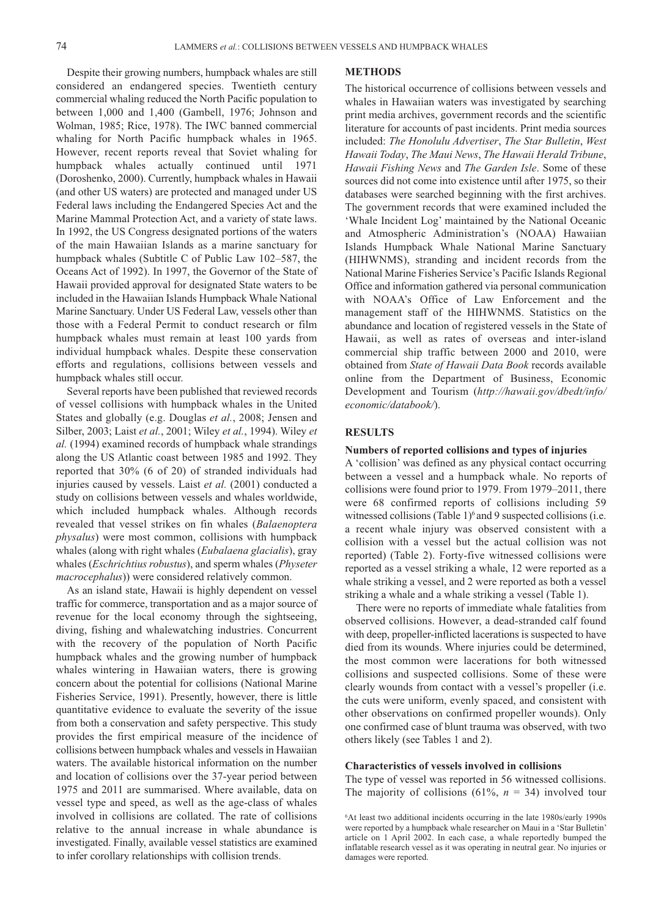Despite their growing numbers, humpback whales are still considered an endangered species. Twentieth century commercial whaling reduced the North Pacific population to between 1,000 and 1,400 (Gambell, 1976; Johnson and Wolman, 1985; Rice, 1978). The IWC banned commercial whaling for North Pacific humpback whales in 1965. However, recent reports reveal that Soviet whaling for humpback whales actually continued until 1971 (Doroshenko, 2000). Currently, humpback whales in Hawaii (and other US waters) are protected and managed under US Federal laws including the Endangered Species Act and the Marine Mammal Protection Act, and a variety of state laws. In 1992, the US Congress designated portions of the waters of the main Hawaiian Islands as a marine sanctuary for humpback whales (Subtitle C of Public Law 102–587, the Oceans Act of 1992). In 1997, the Governor of the State of Hawaii provided approval for designated State waters to be included in the Hawaiian Islands Humpback Whale National Marine Sanctuary. Under US Federal Law, vessels other than those with a Federal Permit to conduct research or film humpback whales must remain at least 100 yards from individual humpback whales. Despite these conservation efforts and regulations, collisions between vessels and humpback whales still occur.

Several reports have been published that reviewed records of vessel collisions with humpback whales in the United States and globally (e.g. Douglas *et al.*, 2008; Jensen and Silber, 2003; Laist *et al.*, 2001; Wiley *et al.*, 1994). Wiley *et al.* (1994) examined records of humpback whale strandings along the US Atlantic coast between 1985 and 1992. They reported that 30% (6 of 20) of stranded individuals had injuries caused by vessels. Laist *et al.* (2001) conducted a study on collisions between vessels and whales worldwide, which included humpback whales. Although records revealed that vessel strikes on fin whales (*Balaenoptera physalus*) were most common, collisions with humpback whales (along with right whales (*Eubalaena glacialis*), gray whales (*Eschrichtius robustus*), and sperm whales (*Physeter macrocephalus*)) were considered relatively common.

As an island state, Hawaii is highly dependent on vessel traffic for commerce, transportation and as a major source of revenue for the local economy through the sightseeing, diving, fishing and whalewatching industries. Concurrent with the recovery of the population of North Pacific humpback whales and the growing number of humpback whales wintering in Hawaiian waters, there is growing concern about the potential for collisions (National Marine Fisheries Service, 1991). Presently, however, there is little quantitative evidence to evaluate the severity of the issue from both a conservation and safety perspective. This study provides the first empirical measure of the incidence of collisions between humpback whales and vessels in Hawaiian waters. The available historical information on the number and location of collisions over the 37-year period between 1975 and 2011 are summarised. Where available, data on vessel type and speed, as well as the age-class of whales involved in collisions are collated. The rate of collisions relative to the annual increase in whale abundance is investigated. Finally, available vessel statistics are examined to infer corollary relationships with collision trends.

## METHODS

The historical occurrence of collisions between vessels and whales in Hawaiian waters was investigated by searching print media archives, government records and the scientific literature for accounts of past incidents. Print media sources included: *The Honolulu Advertiser*, *The Star Bulletin*, *West Hawaii Today*, *The Maui News*, *The Hawaii Herald Tribune*, *Hawaii Fishing News* and *The Garden Isle*. Some of these sources did not come into existence until after 1975, so their databases were searched beginning with the first archives. The government records that were examined included the 'Whale Incident Log' maintained by the National Oceanic and Atmospheric Administration's (NOAA) Hawaiian Islands Humpback Whale National Marine Sanctuary (HIHWNMS), stranding and incident records from the National Marine Fisheries Service's Pacific Islands Regional Office and information gathered via personal communication with NOAA's Office of Law Enforcement and the management staff of the HIHWNMS. Statistics on the abundance and location of registered vessels in the State of Hawaii, as well as rates of overseas and inter-island commercial ship traffic between 2000 and 2010, were obtained from *State of Hawaii Data Book* records available online from the Department of Business, Economic Development and Tourism (*http://hawaii.gov/dbedt/info/economic/databook/*).

## RESULTS

### Numbers of reported collisions and types of injuries

A 'collision' was defined as any physical contact occurring between a vessel and a humpback whale. No reports of collisions were found prior to 1979. From 1979–2011, there were 68 confirmed reports of collisions including 59 witnessed collisions (Table 1)[6] and 9 suspected collisions (i.e. a recent whale injury was observed consistent with a collision with a vessel but the actual collision was not reported) (Table 2). Forty-five witnessed collisions were reported as a vessel striking a whale, 12 were reported as a whale striking a vessel, and 2 were reported as both a vessel striking a whale and a whale striking a vessel (Table 1).

There were no reports of immediate whale fatalities from observed collisions. However, a dead-stranded calf found with deep, propeller-inflicted lacerations is suspected to have died from its wounds. Where injuries could be determined, the most common were lacerations for both witnessed collisions and suspected collisions. Some of these were clearly wounds from contact with a vessel's propeller (i.e. the cuts were uniform, evenly spaced, and consistent with other observations on confirmed propeller wounds). Only one confirmed case of blunt trauma was observed, with two others likely (see Tables 1 and 2).

### Characteristics of vessels involved in collisions

The type of vessel was reported in 56 witnessed collisions. The majority of collisions (61%, $n$ = 34) involved tour

[6]At least two additional incidents occurring in the late 1980s/early 1990s were reported by a humpback whale researcher on Maui in a 'Star Bulletin' article on 1 April 2002. In each case, a whale reportedly bumped the inflatable research vessel as it was operating in neutral gear. No injuries or damages were reported.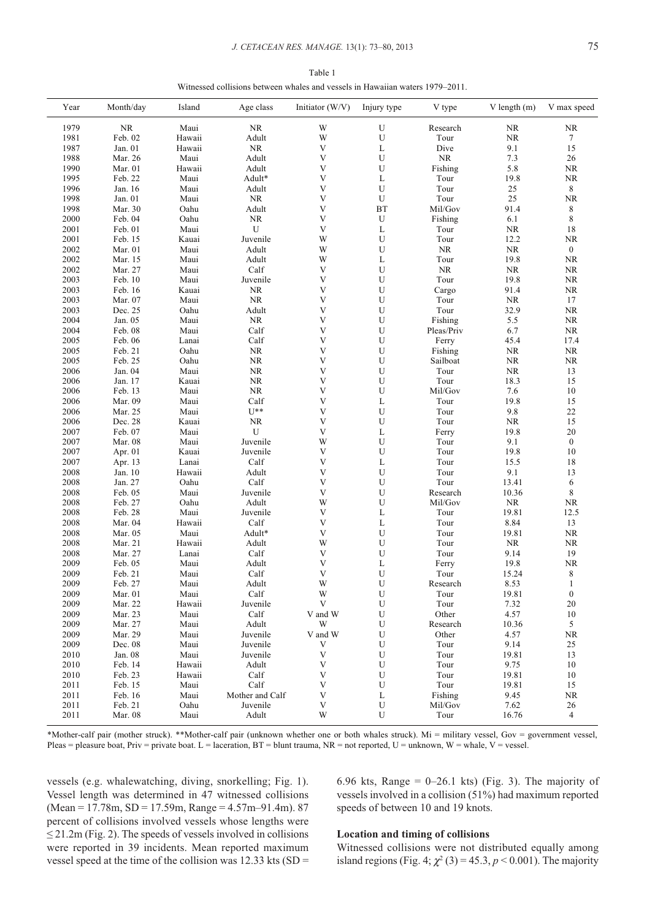Table 1

Witnessed collisions between whales and vessels in Hawaiian waters 1979–2011.

| Year | Month/day | Island | Age class | Initiator (W/V) | Injury type | V type | V length (m) | V max speed |
|---|---|---|---|---|---|---|---|---|
| 1979 | NR | Maui | NR | W | U | Research | NR | NR |
| 1981 | Feb. 02 | Hawaii | Adult | W | U | Tour | NR | 7 |
| 1987 | Jan. 01 | Hawaii | NR | V | L | Dive | 9.1 | 15 |
| 1988 | Mar. 26 | Maui | Adult | V | U | NR | 7.3 | 26 |
| 1990 | Mar. 01 | Hawaii | Adult | V | U | Fishing | 5.8 | NR |
| 1995 | Feb. 22 | Maui | Adult* | V | L | Tour | 19.8 | NR |
| 1996 | Jan. 16 | Maui | Adult | V | U | Tour | 25 | 8 |
| 1998 | Jan. 01 | Maui | NR | V | U | Tour | 25 | NR |
| 1998 | Mar. 30 | Oahu | Adult | V | BT | Mil/Gov | 91.4 | 8 |
| 2000 | Feb. 04 | Oahu | NR | V | U | Fishing | 6.1 | 8 |
| 2001 | Feb. 01 | Maui | U | V | L | Tour | NR | 18 |
| 2001 | Feb. 15 | Kauai | Juvenile | W | U | Tour | 12.2 | NR |
| 2002 | Mar. 01 | Maui | Adult | W | U | NR | NR | 0 |
| 2002 | Mar. 15 | Maui | Adult | W | L | Tour | 19.8 | NR |
| 2002 | Mar. 27 | Maui | Calf | V | U | NR | NR | NR |
| 2003 | Feb. 10 | Maui | Juvenile | V | U | Tour | 19.8 | NR |
| 2003 | Feb. 16 | Kauai | NR | V | U | Cargo | 91.4 | NR |
| 2003 | Mar. 07 | Maui | NR | V | U | Tour | NR | 17 |
| 2003 | Dec. 25 | Oahu | Adult | V | U | Tour | 32.9 | NR |
| 2004 | Jan. 05 | Maui | NR | V | U | Fishing | 5.5 | NR |
| 2004 | Feb. 08 | Maui | Calf | V | U | Pleas/Priv | 6.7 | NR |
| 2005 | Feb. 06 | Lanai | Calf | V | U | Ferry | 45.4 | 17.4 |
| 2005 | Feb. 21 | Oahu | NR | V | U | Fishing | NR | NR |
| 2005 | Feb. 25 | Oahu | NR | V | U | Sailboat | NR | NR |
| 2006 | Jan. 04 | Maui | NR | V | U | Tour | NR | 13 |
| 2006 | Jan. 17 | Kauai | NR | V | U | Tour | 18.3 | 15 |
| 2006 | Feb. 13 | Maui | NR | V | U | Mil/Gov | 7.6 | 10 |
| 2006 | Mar. 09 | Maui | Calf | V | L | Tour | 19.8 | 15 |
| 2006 | Mar. 25 | Maui | U** | V | U | Tour | 9.8 | 22 |
| 2006 | Dec. 28 | Kauai | NR | V | U | Tour | NR | 15 |
| 2007 | Feb. 07 | Maui | U | V | L | Ferry | 19.8 | 20 |
| 2007 | Mar. 08 | Maui | Juvenile | W | U | Tour | 9.1 | 0 |
| 2007 | Apr. 01 | Kauai | Juvenile | V | U | Tour | 19.8 | 10 |
| 2007 | Apr. 13 | Lanai | Calf | V | L | Tour | 15.5 | 18 |
| 2008 | Jan. 10 | Hawaii | Adult | V | U | Tour | 9.1 | 13 |
| 2008 | Jan. 27 | Oahu | Calf | V | U | Tour | 13.41 | 6 |
| 2008 | Feb. 05 | Maui | Juvenile | V | U | Research | 10.36 | 8 |
| 2008 | Feb. 27 | Oahu | Adult | W | U | Mil/Gov | NR | NR |
| 2008 | Feb. 28 | Maui | Juvenile | V | L | Tour | 19.81 | 12.5 |
| 2008 | Mar. 04 | Hawaii | Calf | V | L | Tour | 8.84 | 13 |
| 2008 | Mar. 05 | Maui | Adult* | V | U | Tour | 19.81 | NR |
| 2008 | Mar. 21 | Hawaii | Adult | W | U | Tour | NR | NR |
| 2008 | Mar. 27 | Lanai | Calf | V | U | Tour | 9.14 | 19 |
| 2009 | Feb. 05 | Maui | Adult | V | L | Ferry | 19.8 | NR |
| 2009 | Feb. 21 | Maui | Calf | V | U | Tour | 15.24 | 8 |
| 2009 | Feb. 27 | Maui | Adult | W | U | Research | 8.53 | 1 |
| 2009 | Mar. 01 | Maui | Calf | W | U | Tour | 19.81 | 0 |
| 2009 | Mar. 22 | Hawaii | Juvenile | V | U | Tour | 7.32 | 20 |
| 2009 | Mar. 23 | Maui | Calf | V and W | U | Other | 4.57 | 10 |
| 2009 | Mar. 27 | Maui | Adult | W | U | Research | 10.36 | 5 |
| 2009 | Mar. 29 | Maui | Juvenile | V and W | U | Other | 4.57 | NR |
| 2009 | Dec. 08 | Maui | Juvenile | V | U | Tour | 9.14 | 25 |
| 2010 | Jan. 08 | Maui | Juvenile | V | U | Tour | 19.81 | 13 |
| 2010 | Feb. 14 | Hawaii | Adult | V | U | Tour | 9.75 | 10 |
| 2010 | Feb. 23 | Hawaii | Calf | V | U | Tour | 19.81 | 10 |
| 2011 | Feb. 15 | Maui | Calf | V | U | Tour | 19.81 | 15 |
| 2011 | Feb. 16 | Maui | Mother and Calf | V | L | Fishing | 9.45 | NR |
| 2011 | Feb. 21 | Oahu | Juvenile | V | U | Mil/Gov | 7.62 | 26 |
| 2011 | Mar. 08 | Maui | Adult | W | U | Tour | 16.76 | 4 |

*Mother-calf pair (mother struck). **Mother-calf pair (unknown whether one or both whales struck). Mi = military vessel, Gov = government vessel, Pleas = pleasure boat, Priv = private boat. L = laceration, BT = blunt trauma, NR = not reported, U = unknown, W = whale, V = vessel.

vessels (e.g. whalewatching, diving, snorkelling; Fig. 1). Vessel length was determined in 47 witnessed collisions (Mean = 17.78m, SD = 17.59m, Range = 4.57m–91.4m). 87 percent of collisions involved vessels whose lengths were ≤ 21.2m (Fig. 2). The speeds of vessels involved in collisions were reported in 39 incidents. Mean reported maximum vessel speed at the time of the collision was 12.33 kts (SD = 6.96 kts, Range = 0–26.1 kts) (Fig. 3). The majority of vessels involved in a collision (51%) had maximum reported speeds of between 10 and 19 knots.

### Location and timing of collisions

Witnessed collisions were not distributed equally among island regions (Fig. 4; $\chi^2$ (3) = 45.3, $p < 0.001$). The majority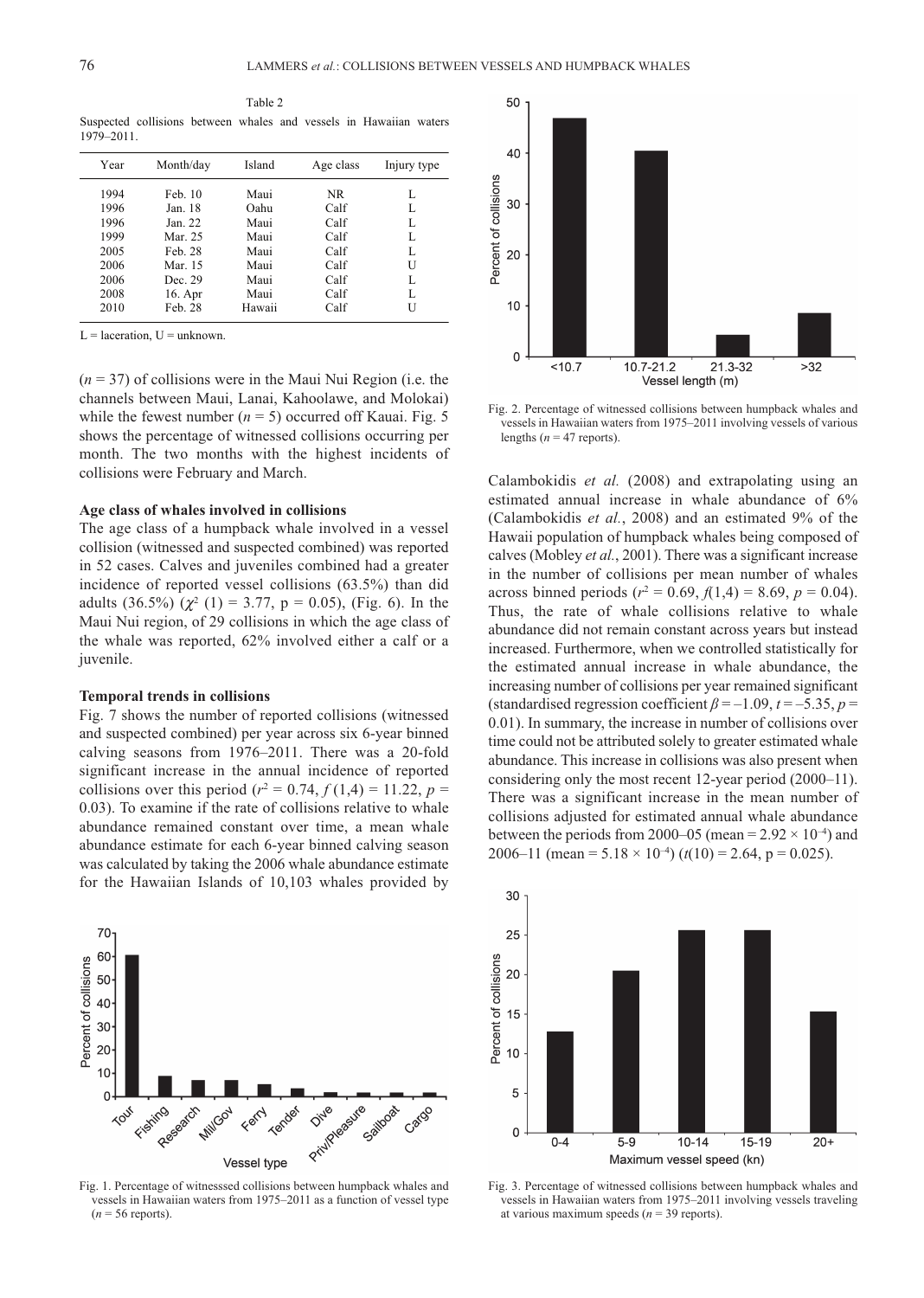Table 2

Suspected collisions between whales and vessels in Hawaiian waters 1979–2011.

| Year | Month/day | Island | Age class | Injury type |
|---|---|---|---|---|
| 1994 | Feb. 10 | Maui | NR | L |
| 1996 | Jan. 18 | Oahu | Calf | L |
| 1996 | Jan. 22 | Maui | Calf | L |
| 1999 | Mar. 25 | Maui | Calf | L |
| 2005 | Feb. 28 | Maui | Calf | L |
| 2006 | Mar. 15 | Maui | Calf | U |
| 2006 | Dec. 29 | Maui | Calf | L |
| 2008 | 16. Apr | Maui | Calf | L |
| 2010 | Feb. 28 | Hawaii | Calf | U |

L = laceration, U = unknown.

($n$ = 37) of collisions were in the Maui Nui Region (i.e. the channels between Maui, Lanai, Kahoolawe, and Molokai) while the fewest number ($n$ = 5) occurred off Kauai. Fig. 5 shows the percentage of witnessed collisions occurring per month. The two months with the highest incidents of collisions were February and March.

**Age class of whales involved in collisions**

The age class of a humpback whale involved in a vessel collision (witnessed and suspected combined) was reported in 52 cases. Calves and juveniles combined had a greater incidence of reported vessel collisions (63.5%) than did adults (36.5%) ($\chi^2$ (1) = 3.77, p = 0.05), (Fig. 6). In the Maui Nui region, of 29 collisions in which the age class of the whale was reported, 62% involved either a calf or a juvenile.

**Temporal trends in collisions**

Fig. 7 shows the number of reported collisions (witnessed and suspected combined) per year across six 6-year binned calving seasons from 1976–2011. There was a 20-fold significant increase in the annual incidence of reported collisions over this period ($r^2$ = 0.74, $f$ (1,4) = 11.22, $p$ = 0.03). To examine if the rate of collisions relative to whale abundance remained constant over time, a mean whale abundance estimate for each 6-year binned calving season was calculated by taking the 2006 whale abundance estimate for the Hawaiian Islands of 10,103 whales provided by Calambokidis *et al.* (2008) and extrapolating using an estimated annual increase in whale abundance of 6% (Calambokidis *et al.*, 2008) and an estimated 9% of the Hawaii population of humpback whales being composed of calves (Mobley *et al.*, 2001). There was a significant increase in the number of collisions per mean number of whales across binned periods ($r^2$ = 0.69, $f$(1,4) = 8.69, $p$ = 0.04). Thus, the rate of whale collisions relative to whale abundance did not remain constant across years but instead increased. Furthermore, when we controlled statistically for the estimated annual increase in whale abundance, the increasing number of collisions per year remained significant (standardised regression coefficient $\beta$ = –1.09, $t$ = –5.35, $p$ = 0.01). In summary, the increase in number of collisions over time could not be attributed solely to greater estimated whale abundance. This increase in collisions was also present when considering only the most recent 12-year period (2000–11). There was a significant increase in the mean number of collisions adjusted for estimated annual whale abundance between the periods from 2000–05 (mean = $2.92 \times 10^{-4}$) and 2006–11 (mean = $5.18 \times 10^{-4}$) ($t$(10) = 2.64, p = 0.025).

Fig. 1. Percentage of witnesssed collisions between humpback whales and vessels in Hawaiian waters from 1975–2011 as a function of vessel type ($n$ = 56 reports).

Fig. 2. Percentage of witnessed collisions between humpback whales and vessels in Hawaiian waters from 1975–2011 involving vessels of various lengths ($n$ = 47 reports).

Fig. 3. Percentage of witnessed collisions between humpback whales and vessels in Hawaiian waters from 1975–2011 involving vessels traveling at various maximum speeds ($n$ = 39 reports).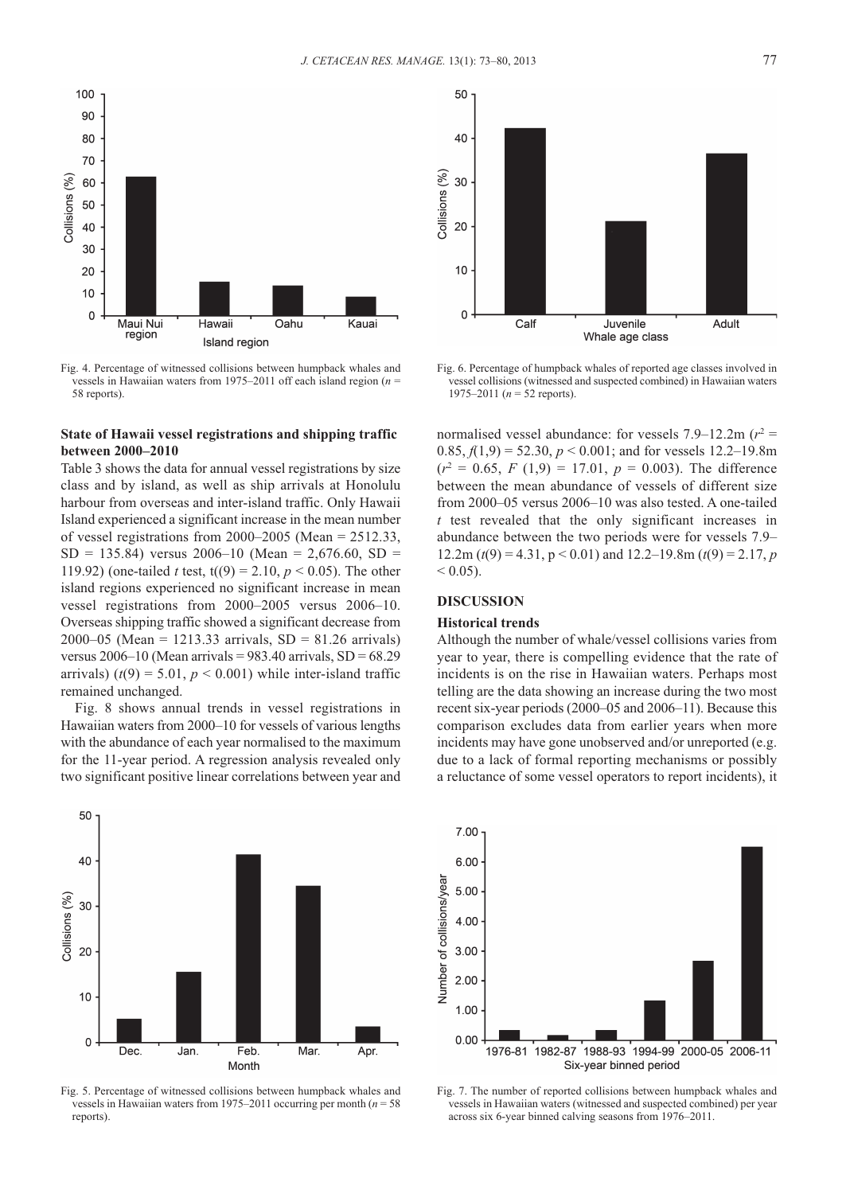Fig. 4. Percentage of witnessed collisions between humpback whales and vessels in Hawaiian waters from 1975–2011 off each island region ($n$ = 58 reports).

Fig. 6. Percentage of humpback whales of reported age classes involved in vessel collisions (witnessed and suspected combined) in Hawaiian waters 1975–2011 ($n$ = 52 reports).

### State of Hawaii vessel registrations and shipping traffic between 2000–2010

Table 3 shows the data for annual vessel registrations by size class and by island, as well as ship arrivals at Honolulu harbour from overseas and inter-island traffic. Only Hawaii Island experienced a significant increase in the mean number of vessel registrations from 2000–2005 (Mean = 2512.33, SD = 135.84) versus 2006–10 (Mean = 2,676.60, SD = 119.92) (one-tailed *t* test, $t(9) = 2.10$, $p < 0.05$). The other island regions experienced no significant increase in mean vessel registrations from 2000–2005 versus 2006–10. Overseas shipping traffic showed a significant decrease from 2000–05 (Mean = 1213.33 arrivals, SD = 81.26 arrivals) versus 2006–10 (Mean arrivals = 983.40 arrivals, SD = 68.29 arrivals) ($t(9) = 5.01$, $p < 0.001$) while inter-island traffic remained unchanged.

Fig. 8 shows annual trends in vessel registrations in Hawaiian waters from 2000–10 for vessels of various lengths with the abundance of each year normalised to the maximum for the 11-year period. A regression analysis revealed only two significant positive linear correlations between year and normalised vessel abundance: for vessels 7.9–12.2m ($r^2$ = 0.85, $f(1,9) = 52.30$, $p < 0.001$; and for vessels 12.2–19.8m ($r^2$ = 0.65, $F(1,9) = 17.01$, $p = 0.003$). The difference between the mean abundance of vessels of different size from 2000–05 versus 2006–10 was also tested. A one-tailed *t* test revealed that the only significant increases in abundance between the two periods were for vessels 7.9–12.2m ($t(9) = 4.31$, $p < 0.01$) and 12.2–19.8m ($t(9) = 2.17$, $p < 0.05$).

## DISCUSSION

### Historical trends

Although the number of whale/vessel collisions varies from year to year, there is compelling evidence that the rate of incidents is on the rise in Hawaiian waters. Perhaps most telling are the data showing an increase during the two most recent six-year periods (2000–05 and 2006–11). Because this comparison excludes data from earlier years when more incidents may have gone unobserved and/or unreported (e.g. due to a lack of formal reporting mechanisms or possibly a reluctance of some vessel operators to report incidents), it

Fig. 5. Percentage of witnessed collisions between humpback whales and vessels in Hawaiian waters from 1975–2011 occurring per month ($n$ = 58 reports).

Fig. 7. The number of reported collisions between humpback whales and vessels in Hawaiian waters (witnessed and suspected combined) per year across six 6-year binned calving seasons from 1976–2011.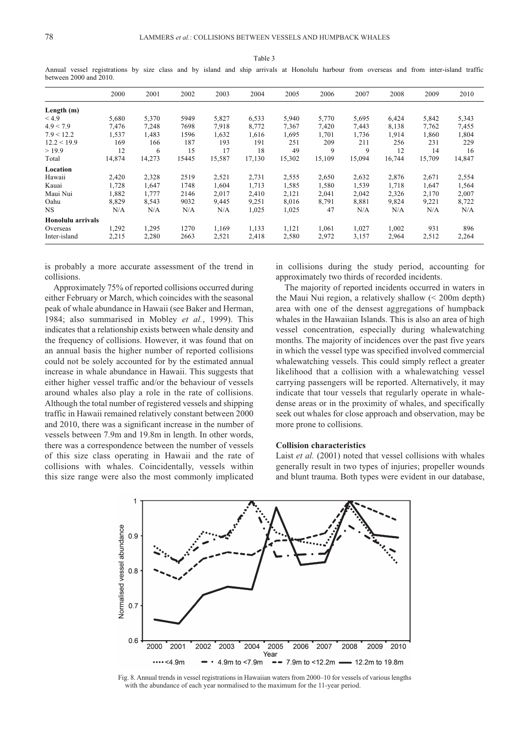Table 3

Annual vessel registrations by size class and by island and ship arrivals at Honolulu harbour from overseas and from inter-island traffic between 2000 and 2010.

| | 2000 | 2001 | 2002 | 2003 | 2004 | 2005 | 2006 | 2007 | 2008 | 2009 | 2010 |
|---|---|---|---|---|---|---|---|---|---|---|---|
| **Length (m)** | | | | | | | | | | | |
| < 4.9 | 5,680 | 5,370 | 5949 | 5,827 | 6,533 | 5,940 | 5,770 | 5,695 | 6,424 | 5,842 | 5,343 |
| 4.9 < 7.9 | 7,476 | 7,248 | 7698 | 7,918 | 8,772 | 7,367 | 7,420 | 7,443 | 8,138 | 7,762 | 7,455 |
| 7.9 < 12.2 | 1,537 | 1,483 | 1596 | 1,632 | 1,616 | 1,695 | 1,701 | 1,736 | 1,914 | 1,860 | 1,804 |
| 12.2 < 19.9 | 169 | 166 | 187 | 193 | 191 | 251 | 209 | 211 | 256 | 231 | 229 |
| > 19.9 | 12 | 6 | 15 | 17 | 18 | 49 | 9 | 9 | 12 | 14 | 16 |
| Total | 14,874 | 14,273 | 15445 | 15,587 | 17,130 | 15,302 | 15,109 | 15,094 | 16,744 | 15,709 | 14,847 |
| **Location** | | | | | | | | | | | |
| Hawaii | 2,420 | 2,328 | 2519 | 2,521 | 2,731 | 2,555 | 2,650 | 2,632 | 2,876 | 2,671 | 2,554 |
| Kauai | 1,728 | 1,647 | 1748 | 1,604 | 1,713 | 1,585 | 1,580 | 1,539 | 1,718 | 1,647 | 1,564 |
| Maui Nui | 1,882 | 1,777 | 2146 | 2,017 | 2,410 | 2,121 | 2,041 | 2,042 | 2,326 | 2,170 | 2,007 |
| Oahu | 8,829 | 8,543 | 9032 | 9,445 | 9,251 | 8,016 | 8,791 | 8,881 | 9,824 | 9,221 | 8,722 |
| NS | N/A | N/A | N/A | N/A | 1,025 | 1,025 | 47 | N/A | N/A | N/A | N/A |
| **Honolulu arrivals** | | | | | | | | | | | |
| Overseas | 1,292 | 1,295 | 1270 | 1,169 | 1,133 | 1,121 | 1,061 | 1,027 | 1,002 | 931 | 896 |
| Inter-island | 2,215 | 2,280 | 2663 | 2,521 | 2,418 | 2,580 | 2,972 | 3,157 | 2,964 | 2,512 | 2,264 |

is probably a more accurate assessment of the trend in collisions.

Approximately 75% of reported collisions occurred during either February or March, which coincides with the seasonal peak of whale abundance in Hawaii (see Baker and Herman, 1984; also summarised in Mobley *et al.*, 1999). This indicates that a relationship exists between whale density and the frequency of collisions. However, it was found that on an annual basis the higher number of reported collisions could not be solely accounted for by the estimated annual increase in whale abundance in Hawaii. This suggests that either higher vessel traffic and/or the behaviour of vessels around whales also play a role in the rate of collisions. Although the total number of registered vessels and shipping traffic in Hawaii remained relatively constant between 2000 and 2010, there was a significant increase in the number of vessels between 7.9m and 19.8m in length. In other words, there was a correspondence between the number of vessels of this size class operating in Hawaii and the rate of collisions with whales. Coincidentally, vessels within this size range were also the most commonly implicated in collisions during the study period, accounting for approximately two thirds of recorded incidents.

The majority of reported incidents occurred in waters in the Maui Nui region, a relatively shallow (< 200m depth) area with one of the densest aggregations of humpback whales in the Hawaiian Islands. This is also an area of high vessel concentration, especially during whalewatching months. The majority of incidences over the past five years in which the vessel type was specified involved commercial whalewatching vessels. This could simply reflect a greater likelihood that a collision with a whalewatching vessel carrying passengers will be reported. Alternatively, it may indicate that tour vessels that regularly operate in whale-dense areas or in the proximity of whales, and specifically seek out whales for close approach and observation, may be more prone to collisions.

**Collision characteristics**

Laist *et al.* (2001) noted that vessel collisions with whales generally result in two types of injuries; propeller wounds and blunt trauma. Both types were evident in our database,

Fig. 8. Annual trends in vessel registrations in Hawaiian waters from 2000–10 for vessels of various lengths with the abundance of each year normalised to the maximum for the 11-year period.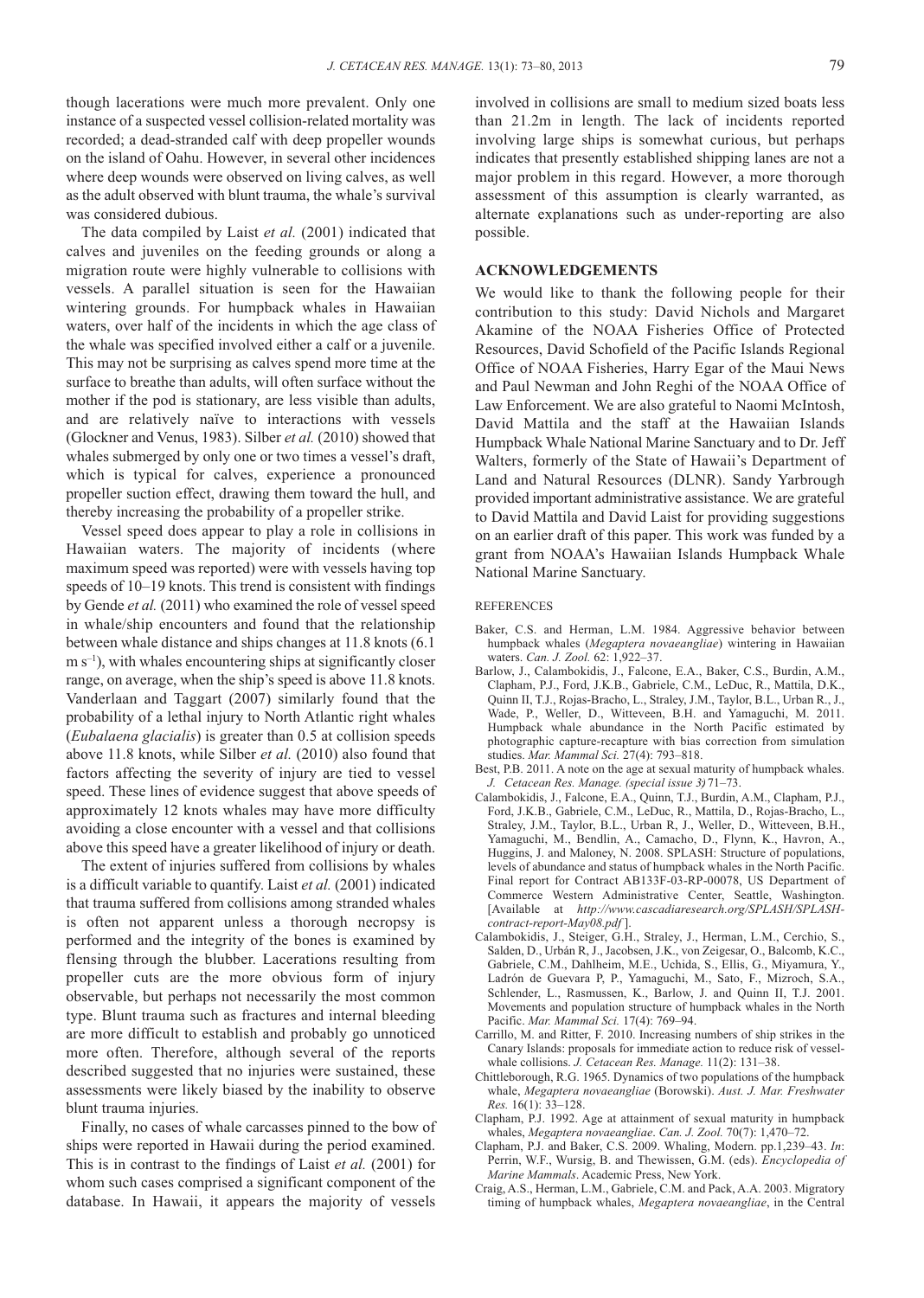though lacerations were much more prevalent. Only one instance of a suspected vessel collision-related mortality was recorded; a dead-stranded calf with deep propeller wounds on the island of Oahu. However, in several other incidences where deep wounds were observed on living calves, as well as the adult observed with blunt trauma, the whale's survival was considered dubious.

The data compiled by Laist *et al.* (2001) indicated that calves and juveniles on the feeding grounds or along a migration route were highly vulnerable to collisions with vessels. A parallel situation is seen for the Hawaiian wintering grounds. For humpback whales in Hawaiian waters, over half of the incidents in which the age class of the whale was specified involved either a calf or a juvenile. This may not be surprising as calves spend more time at the surface to breathe than adults, will often surface without the mother if the pod is stationary, are less visible than adults, and are relatively naïve to interactions with vessels (Glockner and Venus, 1983). Silber *et al.* (2010) showed that whales submerged by only one or two times a vessel's draft, which is typical for calves, experience a pronounced propeller suction effect, drawing them toward the hull, and thereby increasing the probability of a propeller strike.

Vessel speed does appear to play a role in collisions in Hawaiian waters. The majority of incidents (where maximum speed was reported) were with vessels having top speeds of 10–19 knots. This trend is consistent with findings by Gende *et al.* (2011) who examined the role of vessel speed in whale/ship encounters and found that the relationship between whale distance and ships changes at 11.8 knots (6.1 m $s^{-1}$), with whales encountering ships at significantly closer range, on average, when the ship's speed is above 11.8 knots. Vanderlaan and Taggart (2007) similarly found that the probability of a lethal injury to North Atlantic right whales (*Eubalaena glacialis*) is greater than 0.5 at collision speeds above 11.8 knots, while Silber *et al.* (2010) also found that factors affecting the severity of injury are tied to vessel speed. These lines of evidence suggest that above speeds of approximately 12 knots whales may have more difficulty avoiding a close encounter with a vessel and that collisions above this speed have a greater likelihood of injury or death.

The extent of injuries suffered from collisions by whales is a difficult variable to quantify. Laist *et al.* (2001) indicated that trauma suffered from collisions among stranded whales is often not apparent unless a thorough necropsy is performed and the integrity of the bones is examined by flensing through the blubber. Lacerations resulting from propeller cuts are the more obvious form of injury observable, but perhaps not necessarily the most common type. Blunt trauma such as fractures and internal bleeding are more difficult to establish and probably go unnoticed more often. Therefore, although several of the reports described suggested that no injuries were sustained, these assessments were likely biased by the inability to observe blunt trauma injuries.

Finally, no cases of whale carcasses pinned to the bow of ships were reported in Hawaii during the period examined. This is in contrast to the findings of Laist *et al.* (2001) for whom such cases comprised a significant component of the database. In Hawaii, it appears the majority of vessels involved in collisions are small to medium sized boats less than 21.2m in length. The lack of incidents reported involving large ships is somewhat curious, but perhaps indicates that presently established shipping lanes are not a major problem in this regard. However, a more thorough assessment of this assumption is clearly warranted, as alternate explanations such as under-reporting are also possible.

## ACKNOWLEDGEMENTS

We would like to thank the following people for their contribution to this study: David Nichols and Margaret Akamine of the NOAA Fisheries Office of Protected Resources, David Schofield of the Pacific Islands Regional Office of NOAA Fisheries, Harry Egar of the Maui News and Paul Newman and John Reghi of the NOAA Office of Law Enforcement. We are also grateful to Naomi McIntosh, David Mattila and the staff at the Hawaiian Islands Humpback Whale National Marine Sanctuary and to Dr. Jeff Walters, formerly of the State of Hawaii's Department of Land and Natural Resources (DLNR). Sandy Yarbrough provided important administrative assistance. We are grateful to David Mattila and David Laist for providing suggestions on an earlier draft of this paper. This work was funded by a grant from NOAA's Hawaiian Islands Humpback Whale National Marine Sanctuary.

## REFERENCES

Baker, C.S. and Herman, L.M. 1984. Aggressive behavior between humpback whales (*Megaptera novaeangliae*) wintering in Hawaiian waters. *Can. J. Zool.* 62: 1,922–37.

Barlow, J., Calambokidis, J., Falcone, E.A., Baker, C.S., Burdin, A.M., Clapham, P.J., Ford, J.K.B., Gabriele, C.M., LeDuc, R., Mattila, D.K., Quinn II, T.J., Rojas-Bracho, L., Straley, J.M., Taylor, B.L., Urban R., J., Wade, P., Weller, D., Witteveen, B.H. and Yamaguchi, M. 2011. Humpback whale abundance in the North Pacific estimated by photographic capture-recapture with bias correction from simulation studies. *Mar. Mammal Sci.* 27(4): 793–818.

Best, P.B. 2011. A note on the age at sexual maturity of humpback whales. *J. Cetacean Res. Manage. (special issue 3)* 71–73.

Calambokidis, J., Falcone, E.A., Quinn, T.J., Burdin, A.M., Clapham, P.J., Ford, J.K.B., Gabriele, C.M., LeDuc, R., Mattila, D., Rojas-Bracho, L., Straley, J.M., Taylor, B.L., Urban R, J., Weller, D., Witteveen, B.H., Yamaguchi, M., Bendlin, A., Camacho, D., Flynn, K., Havron, A., Huggins, J. and Maloney, N. 2008. SPLASH: Structure of populations, levels of abundance and status of humpback whales in the North Pacific. Final report for Contract AB133F-03-RP-00078, US Department of Commerce Western Administrative Center, Seattle, Washington. [Available at *http://www.cascadiaresearch.org/SPLASH/SPLASH-contract-report-May08.pdf* ].

Calambokidis, J., Steiger, G.H., Straley, J., Herman, L.M., Cerchio, S., Salden, D., Urbán R, J., Jacobsen, J.K., von Zeigesar, O., Balcomb, K.C., Gabriele, C.M., Dahlheim, M.E., Uchida, S., Ellis, G., Miyamura, Y., Ladrón de Guevara P, P., Yamaguchi, M., Sato, F., Mizroch, S.A., Schlender, L., Rasmussen, K., Barlow, J. and Quinn II, T.J. 2001. Movements and population structure of humpback whales in the North Pacific. *Mar. Mammal Sci.* 17(4): 769–94.

Carrillo, M. and Ritter, F. 2010. Increasing numbers of ship strikes in the Canary Islands: proposals for immediate action to reduce risk of vessel-whale collisions. *J. Cetacean Res. Manage.* 11(2): 131–38.

Chittleborough, R.G. 1965. Dynamics of two populations of the humpback whale, *Megaptera novaeangliae* (Borowski). *Aust. J. Mar. Freshwater Res.* 16(1): 33–128.

Clapham, P.J. 1992. Age at attainment of sexual maturity in humpback whales, *Megaptera novaeangliae*. *Can. J. Zool.* 70(7): 1,470–72.

Clapham, P.J. and Baker, C.S. 2009. Whaling, Modern. pp.1,239–43. *In*: Perrin, W.F., Wursig, B. and Thewissen, G.M. (eds). *Encyclopedia of Marine Mammals*. Academic Press, New York.

Craig, A.S., Herman, L.M., Gabriele, C.M. and Pack, A.A. 2003. Migratory timing of humpback whales, *Megaptera novaeangliae*, in the Central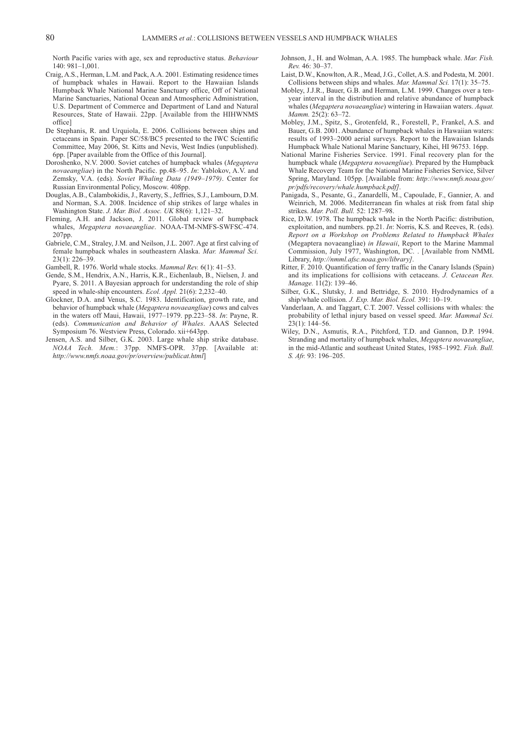North Pacific varies with age, sex and reproductive status. *Behaviour* 140: 981–1,001.

Craig, A.S., Herman, L.M. and Pack, A.A. 2001. Estimating residence times of humpback whales in Hawaii. Report to the Hawaiian Islands Humpback Whale National Marine Sanctuary office, Off of National Marine Sanctuaries, National Ocean and Atmospheric Administration, U.S. Department of Commerce and Department of Land and Natural Resources, State of Hawaii. 22pp. [Available from the HIHWNMS office]

De Stephanis, R. and Urquiola, E. 2006. Collisions between ships and cetaceans in Spain. Paper SC/58/BC5 presented to the IWC Scientific Committee, May 2006, St. Kitts and Nevis, West Indies (unpublished). 6pp. [Paper available from the Office of this Journal].

Doroshenko, N.V. 2000. Soviet catches of humpback whales (*Megaptera novaeangliae*) in the North Pacific. pp.48–95. *In*: Yablokov, A.V. and Zemsky, V.A. (eds). *Soviet Whaling Data (1949–1979)*. Center for Russian Environmental Policy, Moscow. 408pp.

Douglas, A.B., Calambokidis, J., Raverty, S., Jeffries, S.J., Lambourn, D.M. and Norman, S.A. 2008. Incidence of ship strikes of large whales in Washington State. *J. Mar. Biol. Assoc. UK* 88(6): 1,121–32.

Fleming, A.H. and Jackson, J. 2011. Global review of humpback whales, *Megaptera novaeangliae*. NOAA-TM-NMFS-SWFSC-474. 207pp.

Gabriele, C.M., Straley, J.M. and Neilson, J.L. 2007. Age at first calving of female humpback whales in southeastern Alaska. *Mar. Mammal Sci.* 23(1): 226–39.

Gambell, R. 1976. World whale stocks. *Mammal Rev.* 6(1): 41–53.

Gende, S.M., Hendrix, A.N., Harris, K.R., Eichenlaub, B., Nielsen, J. and Pyare, S. 2011. A Bayesian approach for understanding the role of ship speed in whale-ship encounters. *Ecol. Appl.* 21(6): 2,232–40.

Glockner, D.A. and Venus, S.C. 1983. Identification, growth rate, and behavior of humpback whale (*Megaptera novaeangliae*) cows and calves in the waters off Maui, Hawaii, 1977–1979. pp.223–58. *In*: Payne, R. (eds). *Communication and Behavior of Whales*. AAAS Selected Symposium 76. Westview Press, Colorado. xii+643pp.

Jensen, A.S. and Silber, G.K. 2003. Large whale ship strike database. *NOAA Tech. Mem.*: 37pp. NMFS-OPR. 37pp. [Available at: *http://www.nmfs.noaa.gov/pr/overview/publicat.html*]

Johnson, J., H. and Wolman, A.A. 1985. The humpback whale. *Mar. Fish. Rev.* 46: 30–37.

Laist, D.W., Knowlton, A.R., Mead, J.G., Collet, A.S. and Podesta, M. 2001. Collisions between ships and whales. *Mar. Mammal Sci.* 17(1): 35–75.

Mobley, J.J.R., Bauer, G.B. and Herman, L.M. 1999. Changes over a ten-year interval in the distribution and relative abundance of humpback whales (*Megaptera novaeangliae*) wintering in Hawaiian waters. *Aquat. Mamm.* 25(2): 63–72.

Mobley, J.M., Spitz, S., Grotenfeld, R., Forestell, P., Frankel, A.S. and Bauer, G.B. 2001. Abundance of humpback whales in Hawaiian waters: results of 1993–2000 aerial surveys. Report to the Hawaiian Islands Humpback Whale National Marine Sanctuary, Kihei, HI 96753. 16pp.

National Marine Fisheries Service. 1991. Final recovery plan for the humpback whale (*Megaptera novaengliae*). Prepared by the Humpback Whale Recovery Team for the National Marine Fisheries Service, Silver Spring, Maryland. 105pp. [Available from: *http://www.nmfs.noaa.gov/pr/pdfs/recovery/whale.humpback.pdf]*.

Panigada, S., Pesante, G., Zanardelli, M., Capoulade, F., Gannier, A. and Weinrich, M. 2006. Mediterranean fin whales at risk from fatal ship strikes. *Mar. Poll. Bull.* 52: 1287–98.

Rice, D.W. 1978. The humpback whale in the North Pacific: distribution, exploitation, and numbers. pp.21. *In*: Norris, K.S. and Reeves, R. (eds). *Report on a Workshop on Problems Related to Humpback Whales* (Megaptera novaeangliae) *in Hawaii*, Report to the Marine Mammal Commission, July 1977, Washington, DC. . [Available from NMML Library, *http://nmml.afsc.noaa.gov/library]*.

Ritter, F. 2010. Quantification of ferry traffic in the Canary Islands (Spain) and its implications for collisions with cetaceans. *J. Cetacean Res. Manage.* 11(2): 139–46.

Silber, G.K., Slutsky, J. and Bettridge, S. 2010. Hydrodynamics of a ship/whale collision. *J. Exp. Mar. Biol. Ecol.* 391: 10–19.

Vanderlaan, A. and Taggart, C.T. 2007. Vessel collisions with whales: the probability of lethal injury based on vessel speed. *Mar. Mammal Sci.* 23(1): 144–56.

Wiley, D.N., Asmutis, R.A., Pitchford, T.D. and Gannon, D.P. 1994. Stranding and mortality of humpback whales, *Megaptera novaeangliae*, in the mid-Atlantic and southeast United States, 1985–1992. *Fish. Bull. S. Afr.* 93: 196–205.